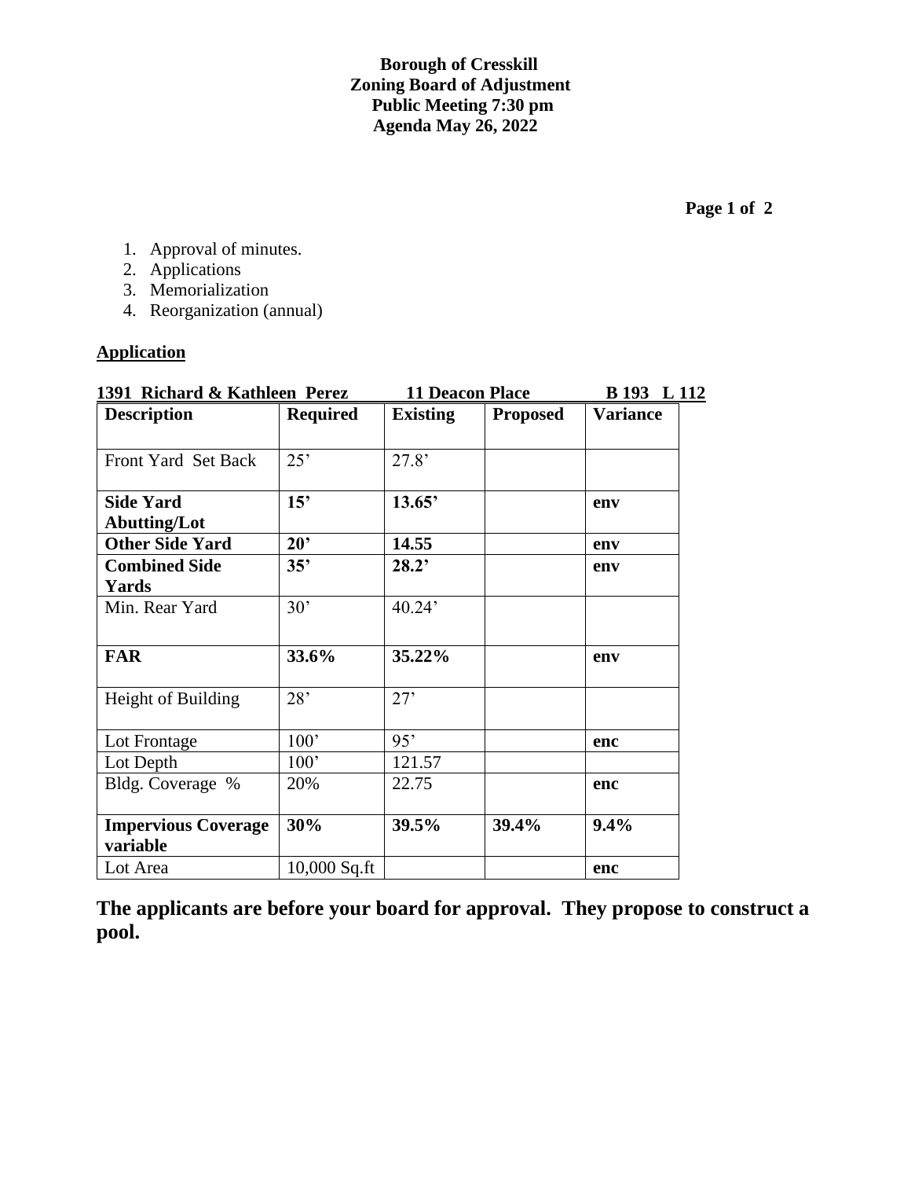**Borough of Cresskill**
**Zoning Board of Adjustment**
**Public Meeting 7:30 pm**
**Agenda May 26, 2022**

1. Approval of minutes.
2. Applications
3. Memorialization
4. Reorganization (annual)

**Application**

**1391 Richard & Kathleen Perez 11 Deacon Place B 193 L 112**

| Description | Required | Existing | Proposed | Variance |
|---|---|---|---|---|
| Front Yard Set Back | 25' | 27.8' | | |
| **Side Yard Abutting/Lot** | **15'** | **13.65'** | | **env** |
| **Other Side Yard** | **20'** | **14.55** | | **env** |
| **Combined Side Yards** | **35'** | **28.2'** | | **env** |
| Min. Rear Yard | 30' | 40.24' | | |
| **FAR** | **33.6%** | **35.22%** | | **env** |
| Height of Building | 28' | 27' | | |
| Lot Frontage | 100' | 95' | | **enc** |
| Lot Depth | 100' | 121.57 | | |
| Bldg. Coverage % | 20% | 22.75 | | **enc** |
| **Impervious Coverage variable** | **30%** | **39.5%** | **39.4%** | **9.4%** |
| Lot Area | 10,000 Sq.ft | | | **enc** |

**The applicants are before your board for approval. They propose to construct a pool.**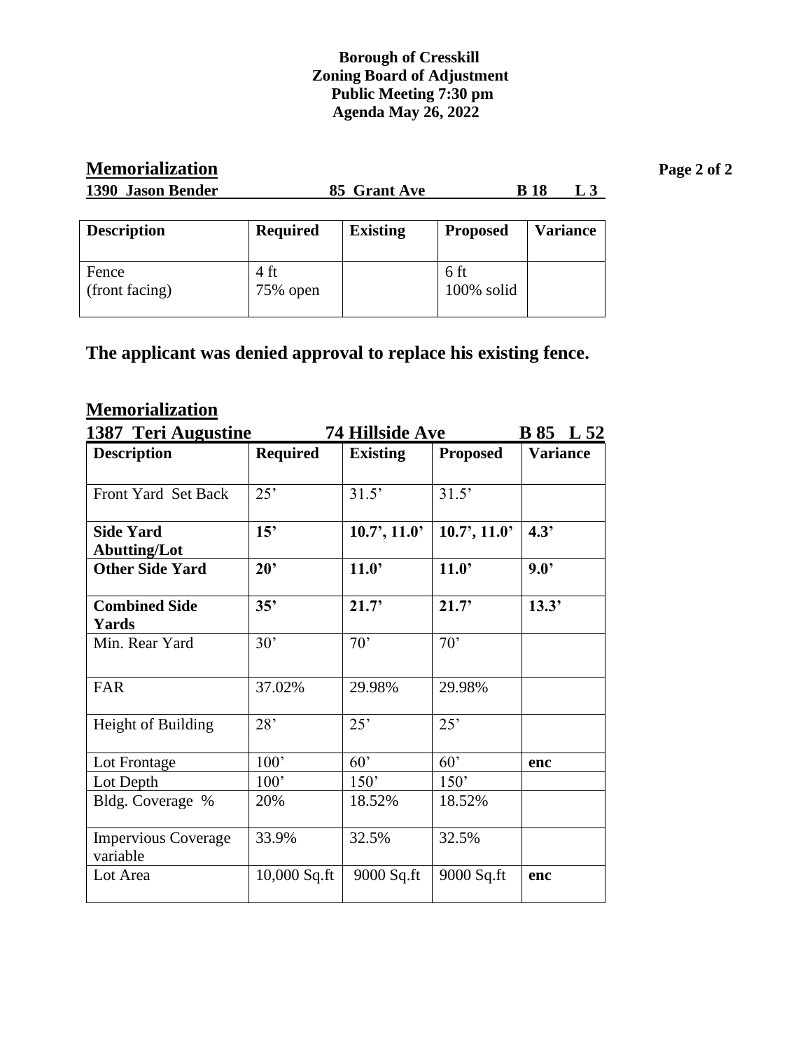**Borough of Cresskill**
**Zoning Board of Adjustment**
**Public Meeting 7:30 pm**
**Agenda May 26, 2022**

## Memorialization

**1390 Jason Bender 85 Grant Ave B 18 L 3**

| Description | Required | Existing | Proposed | Variance |
|---|---|---|---|---|
| Fence (front facing) | 4 ft 75% open | | 6 ft 100% solid | |

**The applicant was denied approval to replace his existing fence.**

## Memorialization

**1387 Teri Augustine 74 Hillside Ave B 85 L 52**

| Description | Required | Existing | Proposed | Variance |
|---|---|---|---|---|
| Front Yard Set Back | 25’ | 31.5’ | 31.5’ | |
| **Side Yard Abutting/Lot** | **15’** | **10.7’, 11.0’** | **10.7’, 11.0’** | **4.3’** |
| **Other Side Yard** | **20’** | **11.0’** | **11.0’** | **9.0’** |
| **Combined Side Yards** | **35’** | **21.7’** | **21.7’** | **13.3’** |
| Min. Rear Yard | 30’ | 70’ | 70’ | |
| FAR | 37.02% | 29.98% | 29.98% | |
| Height of Building | 28’ | 25’ | 25’ | |
| Lot Frontage | 100’ | 60’ | 60’ | **enc** |
| Lot Depth | 100’ | 150’ | 150’ | |
| Bldg. Coverage % | 20% | 18.52% | 18.52% | |
| Impervious Coverage variable | 33.9% | 32.5% | 32.5% | |
| Lot Area | 10,000 Sq.ft | 9000 Sq.ft | 9000 Sq.ft | **enc** |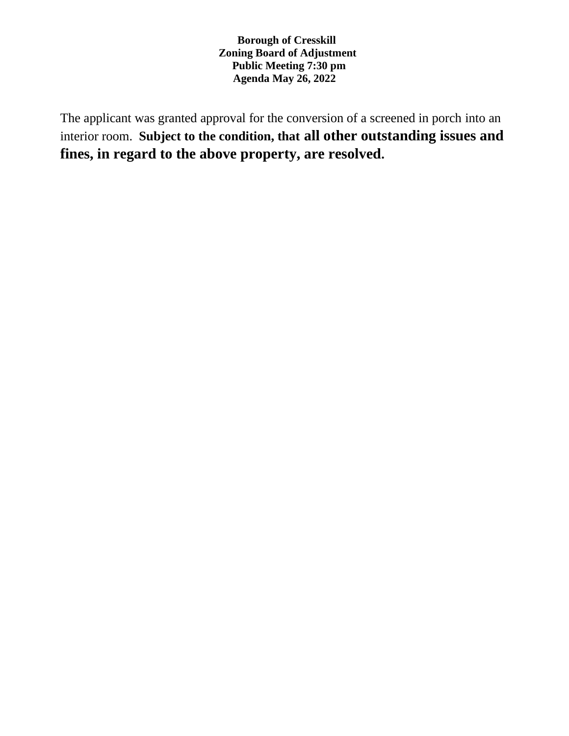**Borough of Cresskill**
**Zoning Board of Adjustment**
**Public Meeting 7:30 pm**
**Agenda May 26, 2022**

The applicant was granted approval for the conversion of a screened in porch into an interior room. **Subject to the condition, that all other outstanding issues and fines, in regard to the above property, are resolved.**